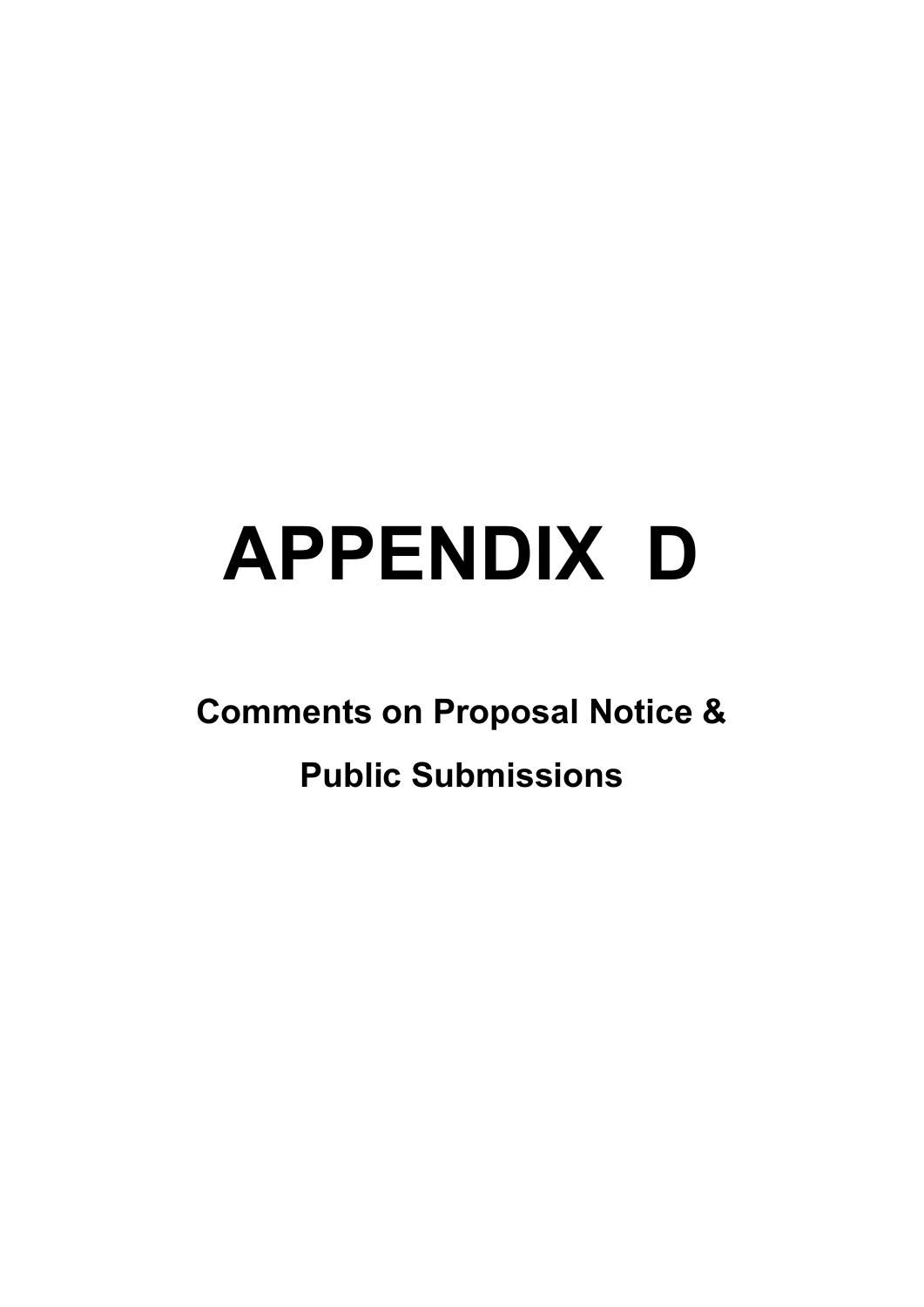# APPENDIX D

## Comments on Proposal Notice &

## Public Submissions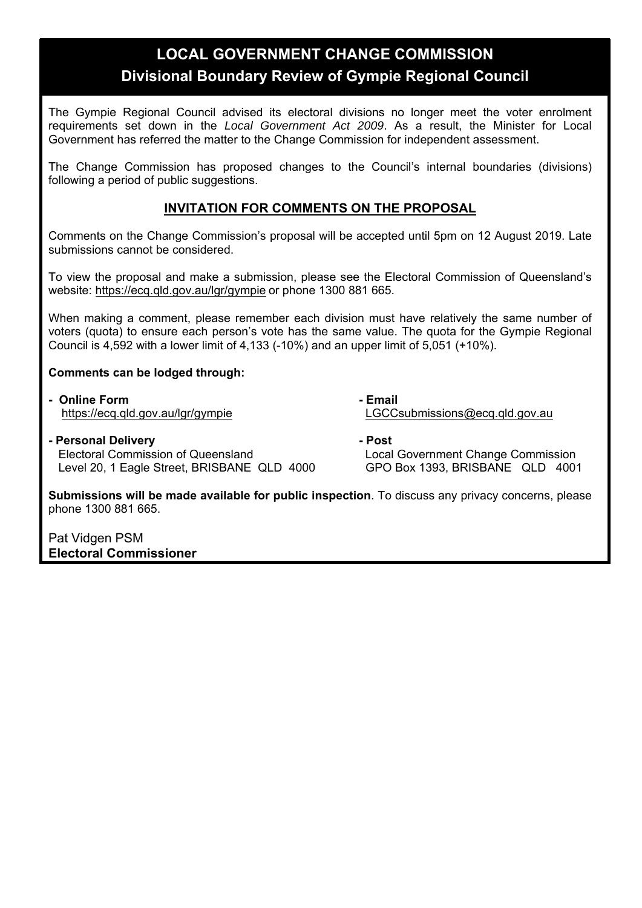# LOCAL GOVERNMENT CHANGE COMMISSION

## Divisional Boundary Review of Gympie Regional Council

The Gympie Regional Council advised its electoral divisions no longer meet the voter enrolment requirements set down in the *Local Government Act 2009*. As a result, the Minister for Local Government has referred the matter to the Change Commission for independent assessment.

The Change Commission has proposed changes to the Council's internal boundaries (divisions) following a period of public suggestions.

### INVITATION FOR COMMENTS ON THE PROPOSAL

Comments on the Change Commission's proposal will be accepted until 5pm on 12 August 2019. Late submissions cannot be considered.

To view the proposal and make a submission, please see the Electoral Commission of Queensland's website: https://ecq.qld.gov.au/lgr/gympie or phone 1300 881 665.

When making a comment, please remember each division must have relatively the same number of voters (quota) to ensure each person's vote has the same value. The quota for the Gympie Regional Council is 4,592 with a lower limit of 4,133 (-10%) and an upper limit of 5,051 (+10%).

**Comments can be lodged through:**

- **Online Form**
  https://ecq.qld.gov.au/lgr/gympie
- **Email**
  LGCCsubmissions@ecq.qld.gov.au
- **Personal Delivery**
  Electoral Commission of Queensland
  Level 20, 1 Eagle Street, BRISBANE QLD 4000
- **Post**
  Local Government Change Commission
  GPO Box 1393, BRISBANE QLD 4001

**Submissions will be made available for public inspection**. To discuss any privacy concerns, please phone 1300 881 665.

Pat Vidgen PSM
**Electoral Commissioner**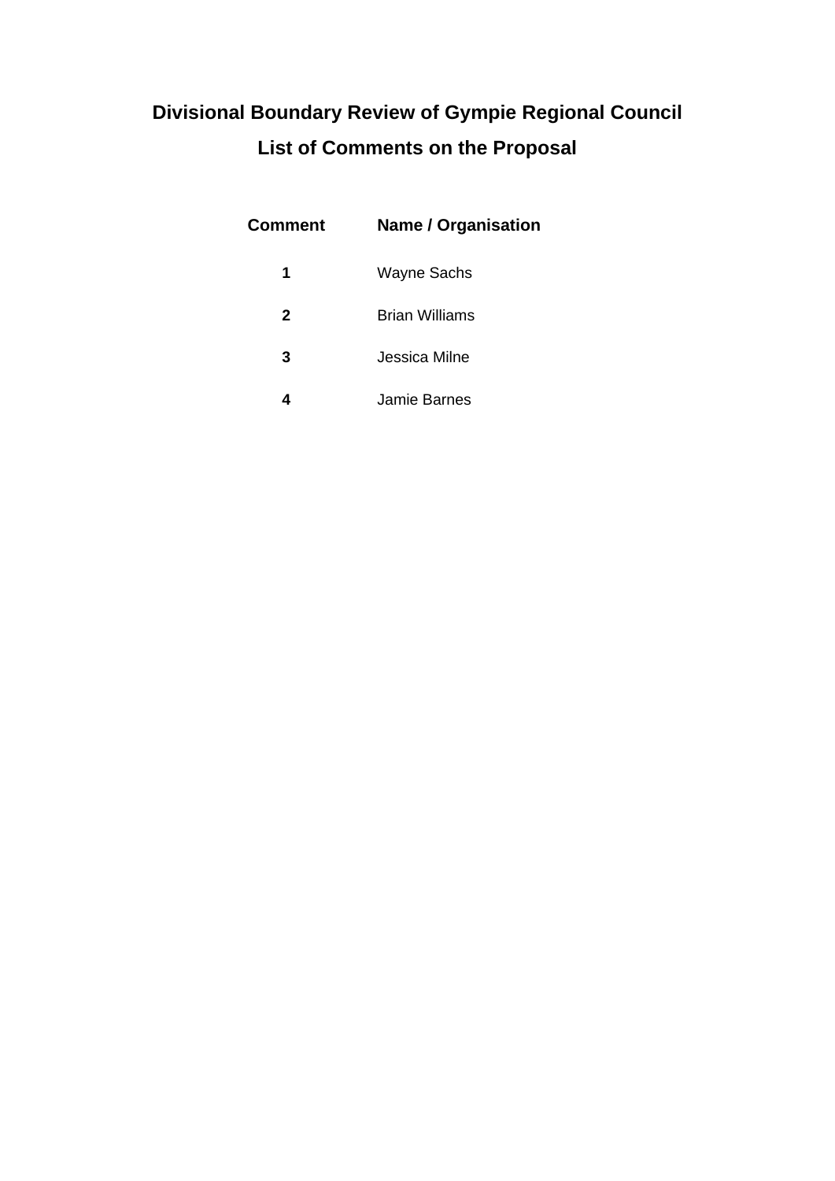# Divisional Boundary Review of Gympie Regional Council

## List of Comments on the Proposal

| Comment | Name / Organisation |
|---|---|
| **1** | Wayne Sachs |
| **2** | Brian Williams |
| **3** | Jessica Milne |
| **4** | Jamie Barnes |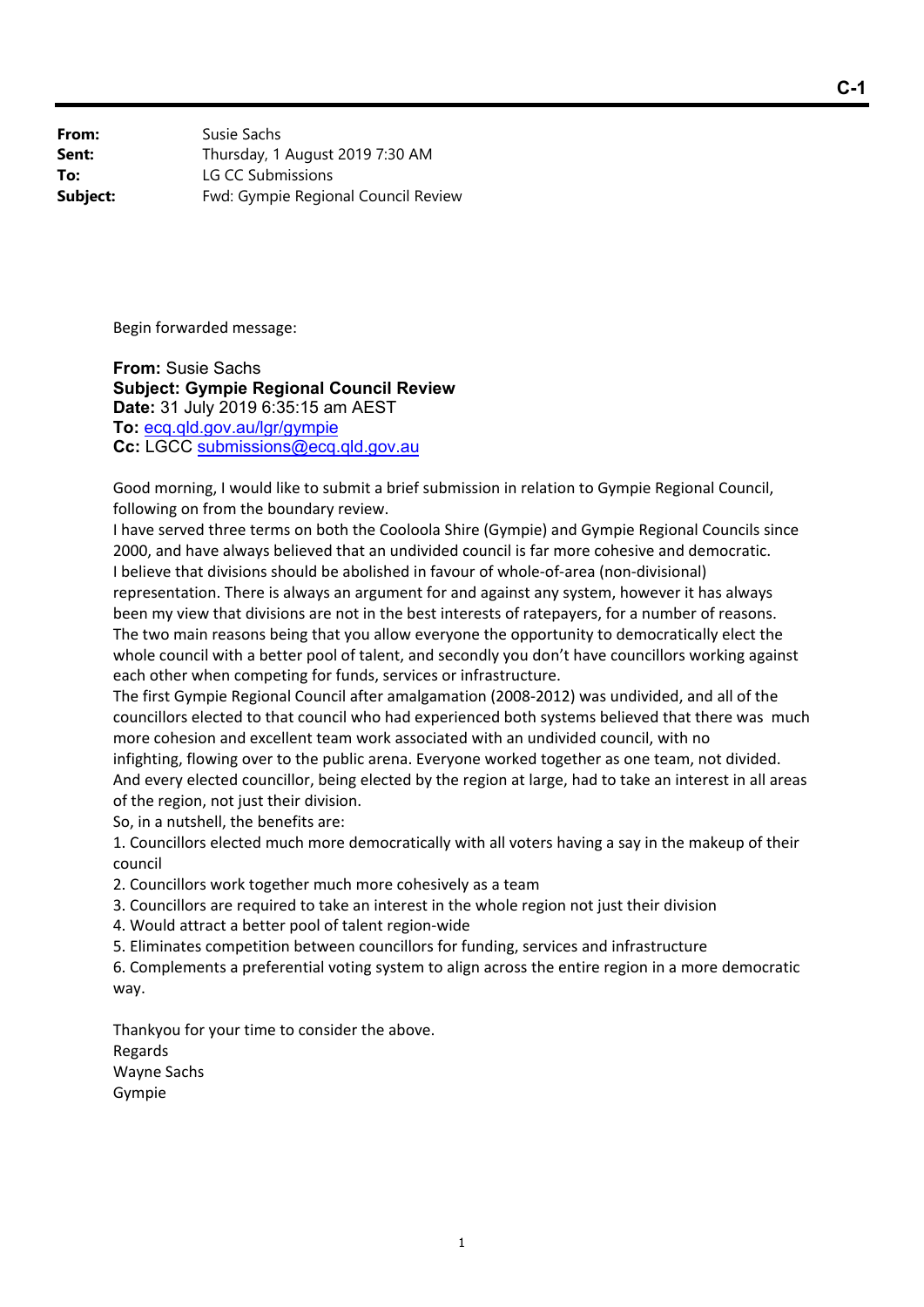**C-1**

| | |
|---|---|
| **From:** | Susie Sachs |
| **Sent:** | Thursday, 1 August 2019 7:30 AM |
| **To:** | LG CC Submissions |
| **Subject:** | Fwd: Gympie Regional Council Review |

Begin forwarded message:

**From:** Susie Sachs
**Subject: Gympie Regional Council Review**
**Date:** 31 July 2019 6:35:15 am AEST
**To:** ecq.qld.gov.au/lgr/gympie
**Cc:** LGCC submissions@ecq.qld.gov.au

Good morning, I would like to submit a brief submission in relation to Gympie Regional Council, following on from the boundary review.
I have served three terms on both the Cooloola Shire (Gympie) and Gympie Regional Councils since 2000, and have always believed that an undivided council is far more cohesive and democratic.
I believe that divisions should be abolished in favour of whole-of-area (non-divisional) representation. There is always an argument for and against any system, however it has always been my view that divisions are not in the best interests of ratepayers, for a number of reasons.
The two main reasons being that you allow everyone the opportunity to democratically elect the whole council with a better pool of talent, and secondly you don't have councillors working against each other when competing for funds, services or infrastructure.
The first Gympie Regional Council after amalgamation (2008-2012) was undivided, and all of the councillors elected to that council who had experienced both systems believed that there was much more cohesion and excellent team work associated with an undivided council, with no infighting, flowing over to the public arena. Everyone worked together as one team, not divided.
And every elected councillor, being elected by the region at large, had to take an interest in all areas of the region, not just their division.
So, in a nutshell, the benefits are:
1. Councillors elected much more democratically with all voters having a say in the makeup of their council
2. Councillors work together much more cohesively as a team
3. Councillors are required to take an interest in the whole region not just their division
4. Would attract a better pool of talent region-wide
5. Eliminates competition between councillors for funding, services and infrastructure
6. Complements a preferential voting system to align across the entire region in a more democratic way.

Thankyou for your time to consider the above.
Regards
Wayne Sachs
Gympie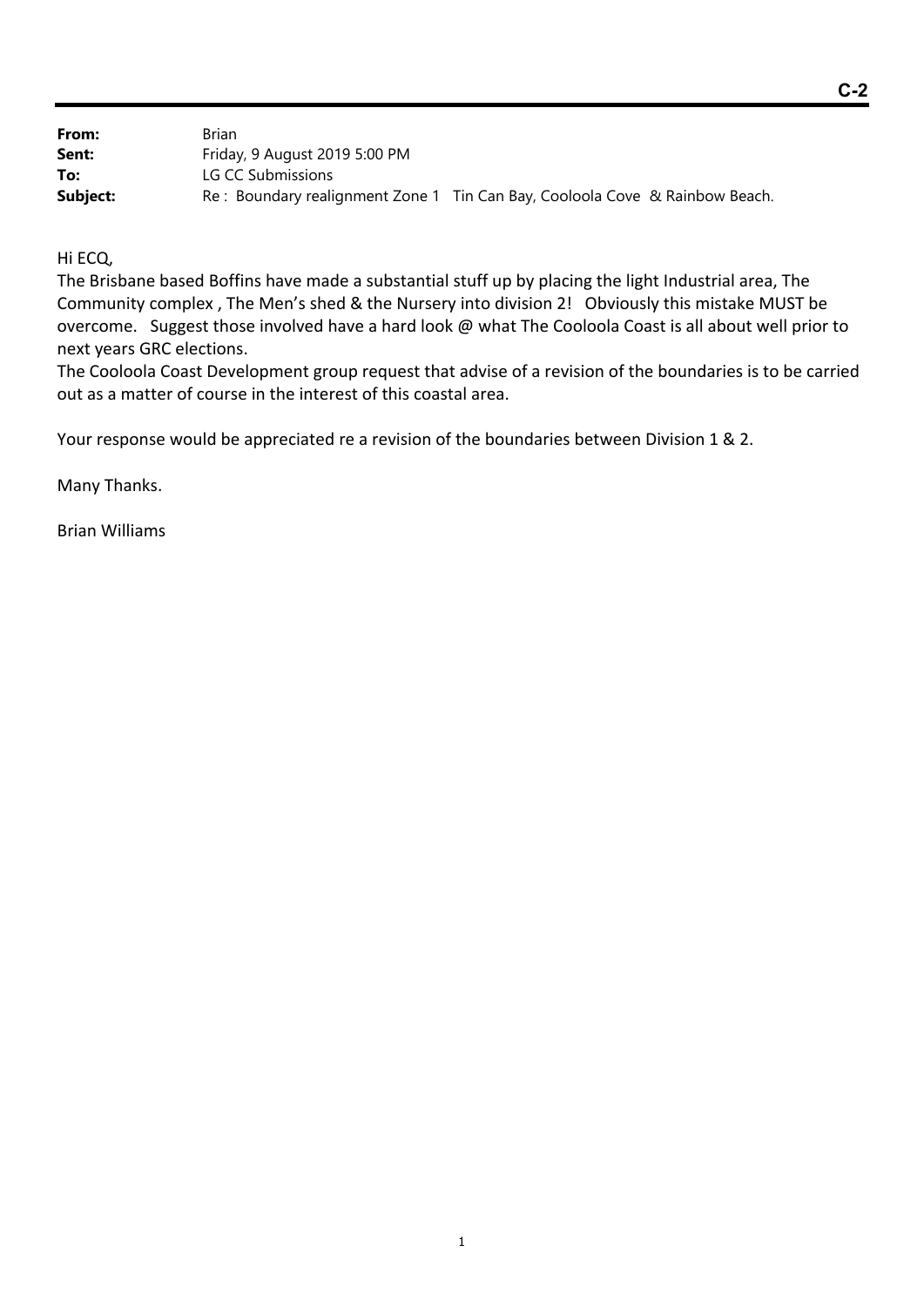**C-2**

| | |
|---|---|
| **From:** | Brian |
| **Sent:** | Friday, 9 August 2019 5:00 PM |
| **To:** | LG CC Submissions |
| **Subject:** | Re : Boundary realignment Zone 1 Tin Can Bay, Cooloola Cove & Rainbow Beach. |

Hi ECQ,

The Brisbane based Boffins have made a substantial stuff up by placing the light Industrial area, The Community complex , The Men's shed & the Nursery into division 2! Obviously this mistake MUST be overcome. Suggest those involved have a hard look @ what The Cooloola Coast is all about well prior to next years GRC elections.

The Cooloola Coast Development group request that advise of a revision of the boundaries is to be carried out as a matter of course in the interest of this coastal area.

Your response would be appreciated re a revision of the boundaries between Division 1 & 2.

Many Thanks.

Brian Williams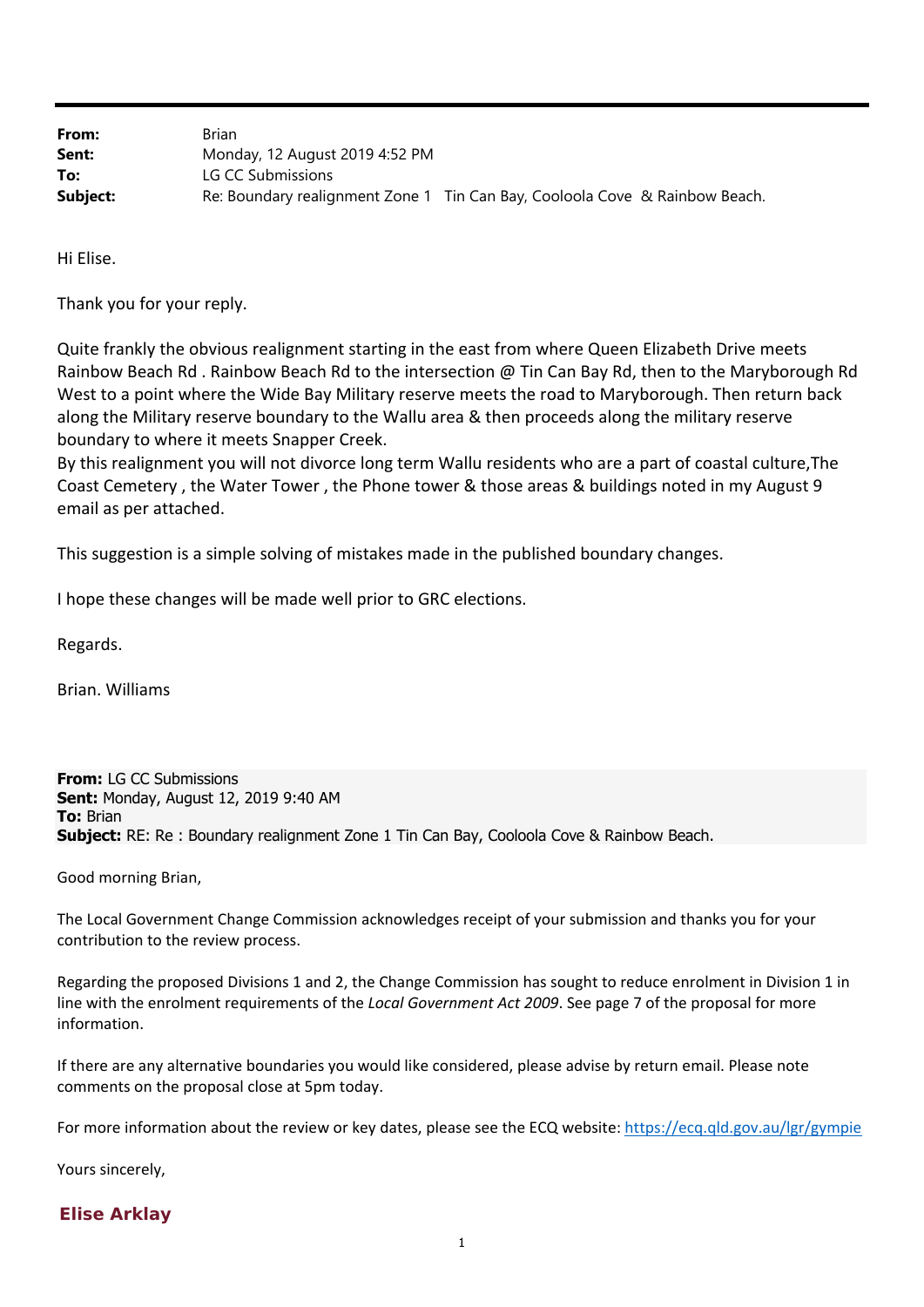**From:** Brian
**Sent:** Monday, 12 August 2019 4:52 PM
**To:** LG CC Submissions
**Subject:** Re: Boundary realignment Zone 1 Tin Can Bay, Cooloola Cove & Rainbow Beach.

Hi Elise.

Thank you for your reply.

Quite frankly the obvious realignment starting in the east from where Queen Elizabeth Drive meets Rainbow Beach Rd . Rainbow Beach Rd to the intersection @ Tin Can Bay Rd, then to the Maryborough Rd West to a point where the Wide Bay Military reserve meets the road to Maryborough. Then return back along the Military reserve boundary to the Wallu area & then proceeds along the military reserve boundary to where it meets Snapper Creek.
By this realignment you will not divorce long term Wallu residents who are a part of coastal culture,The Coast Cemetery , the Water Tower , the Phone tower & those areas & buildings noted in my August 9 email as per attached.

This suggestion is a simple solving of mistakes made in the published boundary changes.

I hope these changes will be made well prior to GRC elections.

Regards.

Brian. Williams

**From:** LG CC Submissions
**Sent:** Monday, August 12, 2019 9:40 AM
**To:** Brian
**Subject:** RE: Re : Boundary realignment Zone 1 Tin Can Bay, Cooloola Cove & Rainbow Beach.

Good morning Brian,

The Local Government Change Commission acknowledges receipt of your submission and thanks you for your contribution to the review process.

Regarding the proposed Divisions 1 and 2, the Change Commission has sought to reduce enrolment in Division 1 in line with the enrolment requirements of the *Local Government Act 2009*. See page 7 of the proposal for more information.

If there are any alternative boundaries you would like considered, please advise by return email. Please note comments on the proposal close at 5pm today.

For more information about the review or key dates, please see the ECQ website: https://ecq.qld.gov.au/lgr/gympie

Yours sincerely,

**Elise Arklay**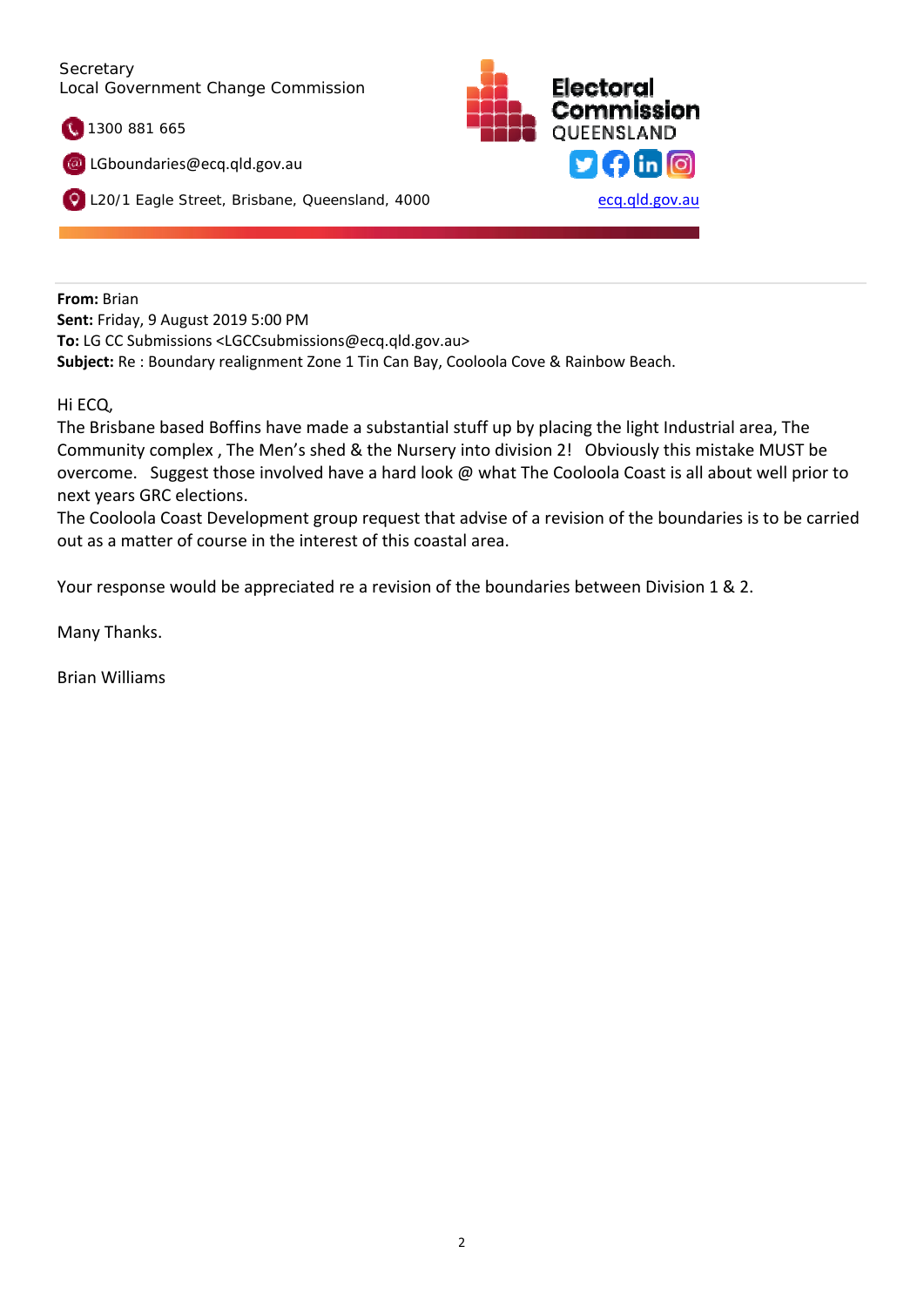Secretary
Local Government Change Commission

1300 881 665

LGboundaries@ecq.qld.gov.au

L20/1 Eagle Street, Brisbane, Queensland, 4000

Electoral Commission QUEENSLAND

ecq.qld.gov.au

---

**From:** Brian
**Sent:** Friday, 9 August 2019 5:00 PM
**To:** LG CC Submissions <LGCCsubmissions@ecq.qld.gov.au>
**Subject:** Re : Boundary realignment Zone 1 Tin Can Bay, Cooloola Cove & Rainbow Beach.

Hi ECQ,
The Brisbane based Boffins have made a substantial stuff up by placing the light Industrial area, The Community complex , The Men's shed & the Nursery into division 2!   Obviously this mistake MUST be overcome.   Suggest those involved have a hard look @ what The Cooloola Coast is all about well prior to next years GRC elections.
The Cooloola Coast Development group request that advise of a revision of the boundaries is to be carried out as a matter of course in the interest of this coastal area.

Your response would be appreciated re a revision of the boundaries between Division 1 & 2.

Many Thanks.

Brian Williams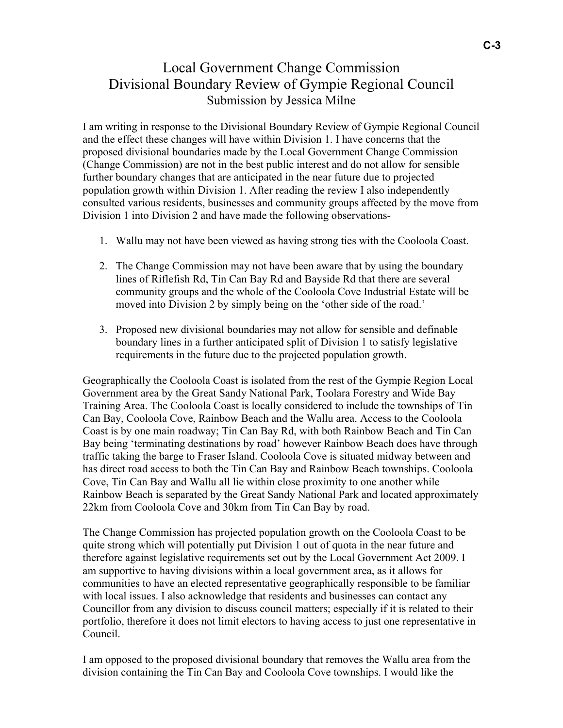# Local Government Change Commission
## Divisional Boundary Review of Gympie Regional Council
### Submission by Jessica Milne

I am writing in response to the Divisional Boundary Review of Gympie Regional Council and the effect these changes will have within Division 1. I have concerns that the proposed divisional boundaries made by the Local Government Change Commission (Change Commission) are not in the best public interest and do not allow for sensible further boundary changes that are anticipated in the near future due to projected population growth within Division 1. After reading the review I also independently consulted various residents, businesses and community groups affected by the move from Division 1 into Division 2 and have made the following observations-

1. Wallu may not have been viewed as having strong ties with the Cooloola Coast.

2. The Change Commission may not have been aware that by using the boundary lines of Riflefish Rd, Tin Can Bay Rd and Bayside Rd that there are several community groups and the whole of the Cooloola Cove Industrial Estate will be moved into Division 2 by simply being on the 'other side of the road.'

3. Proposed new divisional boundaries may not allow for sensible and definable boundary lines in a further anticipated split of Division 1 to satisfy legislative requirements in the future due to the projected population growth.

Geographically the Cooloola Coast is isolated from the rest of the Gympie Region Local Government area by the Great Sandy National Park, Toolara Forestry and Wide Bay Training Area. The Cooloola Coast is locally considered to include the townships of Tin Can Bay, Cooloola Cove, Rainbow Beach and the Wallu area. Access to the Cooloola Coast is by one main roadway; Tin Can Bay Rd, with both Rainbow Beach and Tin Can Bay being 'terminating destinations by road' however Rainbow Beach does have through traffic taking the barge to Fraser Island. Cooloola Cove is situated midway between and has direct road access to both the Tin Can Bay and Rainbow Beach townships. Cooloola Cove, Tin Can Bay and Wallu all lie within close proximity to one another while Rainbow Beach is separated by the Great Sandy National Park and located approximately 22km from Cooloola Cove and 30km from Tin Can Bay by road.

The Change Commission has projected population growth on the Cooloola Coast to be quite strong which will potentially put Division 1 out of quota in the near future and therefore against legislative requirements set out by the Local Government Act 2009. I am supportive to having divisions within a local government area, as it allows for communities to have an elected representative geographically responsible to be familiar with local issues. I also acknowledge that residents and businesses can contact any Councillor from any division to discuss council matters; especially if it is related to their portfolio, therefore it does not limit electors to having access to just one representative in Council.

I am opposed to the proposed divisional boundary that removes the Wallu area from the division containing the Tin Can Bay and Cooloola Cove townships. I would like the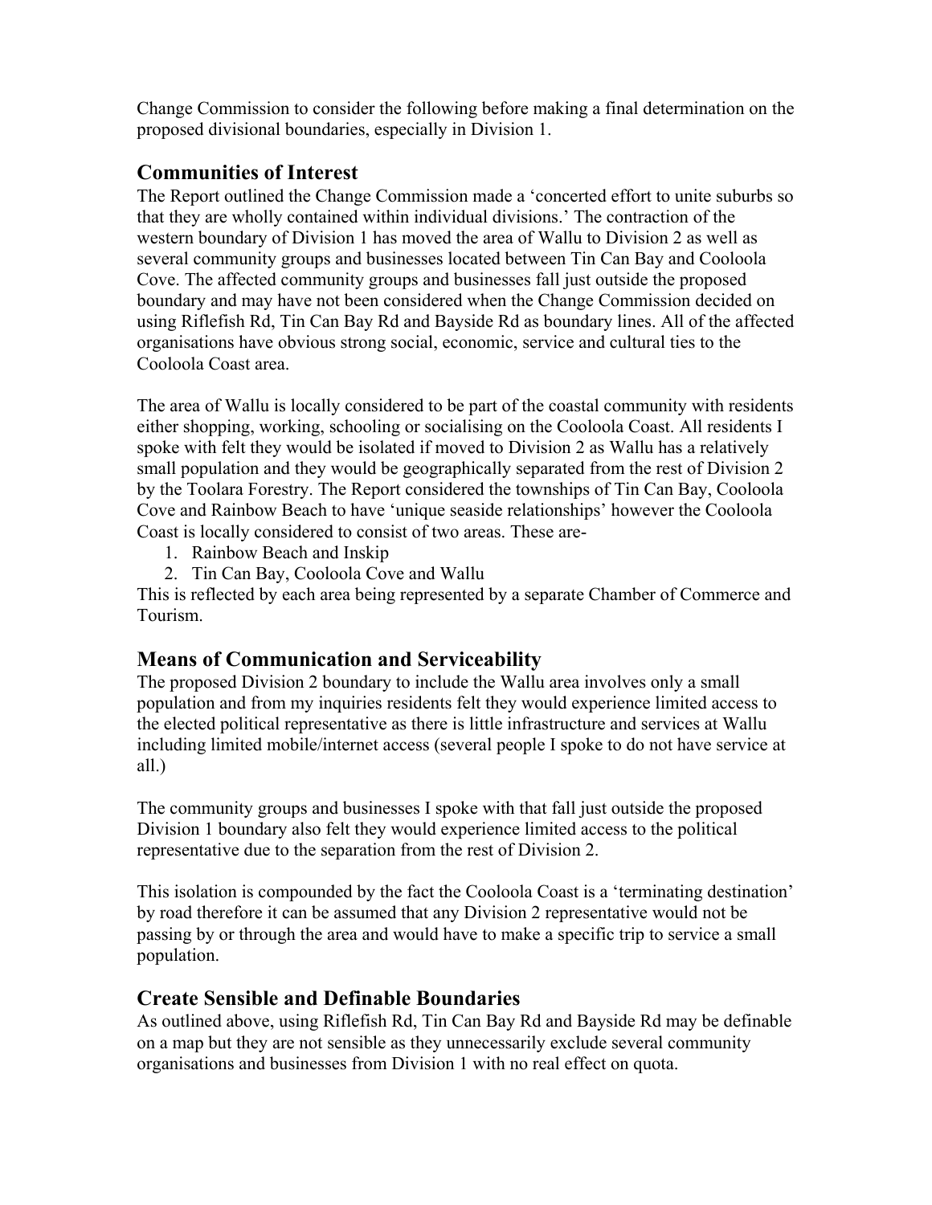Change Commission to consider the following before making a final determination on the proposed divisional boundaries, especially in Division 1.

## Communities of Interest

The Report outlined the Change Commission made a 'concerted effort to unite suburbs so that they are wholly contained within individual divisions.' The contraction of the western boundary of Division 1 has moved the area of Wallu to Division 2 as well as several community groups and businesses located between Tin Can Bay and Cooloola Cove. The affected community groups and businesses fall just outside the proposed boundary and may have not been considered when the Change Commission decided on using Riflefish Rd, Tin Can Bay Rd and Bayside Rd as boundary lines. All of the affected organisations have obvious strong social, economic, service and cultural ties to the Cooloola Coast area.

The area of Wallu is locally considered to be part of the coastal community with residents either shopping, working, schooling or socialising on the Cooloola Coast. All residents I spoke with felt they would be isolated if moved to Division 2 as Wallu has a relatively small population and they would be geographically separated from the rest of Division 2 by the Toolara Forestry. The Report considered the townships of Tin Can Bay, Cooloola Cove and Rainbow Beach to have 'unique seaside relationships' however the Cooloola Coast is locally considered to consist of two areas. These are-

1. Rainbow Beach and Inskip
2. Tin Can Bay, Cooloola Cove and Wallu

This is reflected by each area being represented by a separate Chamber of Commerce and Tourism.

## Means of Communication and Serviceability

The proposed Division 2 boundary to include the Wallu area involves only a small population and from my inquiries residents felt they would experience limited access to the elected political representative as there is little infrastructure and services at Wallu including limited mobile/internet access (several people I spoke to do not have service at all.)

The community groups and businesses I spoke with that fall just outside the proposed Division 1 boundary also felt they would experience limited access to the political representative due to the separation from the rest of Division 2.

This isolation is compounded by the fact the Cooloola Coast is a 'terminating destination' by road therefore it can be assumed that any Division 2 representative would not be passing by or through the area and would have to make a specific trip to service a small population.

## Create Sensible and Definable Boundaries

As outlined above, using Riflefish Rd, Tin Can Bay Rd and Bayside Rd may be definable on a map but they are not sensible as they unnecessarily exclude several community organisations and businesses from Division 1 with no real effect on quota.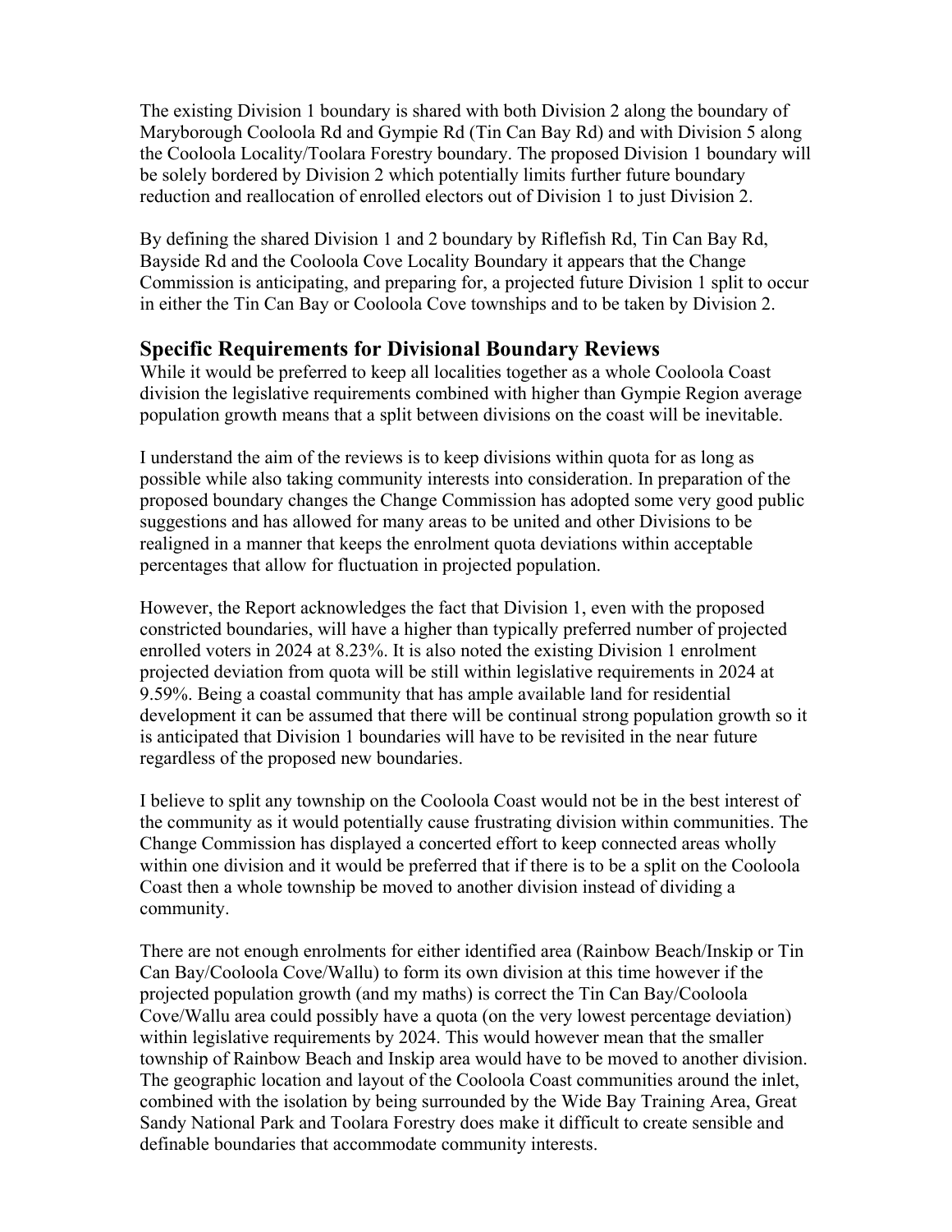The existing Division 1 boundary is shared with both Division 2 along the boundary of Maryborough Cooloola Rd and Gympie Rd (Tin Can Bay Rd) and with Division 5 along the Cooloola Locality/Toolara Forestry boundary. The proposed Division 1 boundary will be solely bordered by Division 2 which potentially limits further future boundary reduction and reallocation of enrolled electors out of Division 1 to just Division 2.

By defining the shared Division 1 and 2 boundary by Riflefish Rd, Tin Can Bay Rd, Bayside Rd and the Cooloola Cove Locality Boundary it appears that the Change Commission is anticipating, and preparing for, a projected future Division 1 split to occur in either the Tin Can Bay or Cooloola Cove townships and to be taken by Division 2.

## Specific Requirements for Divisional Boundary Reviews

While it would be preferred to keep all localities together as a whole Cooloola Coast division the legislative requirements combined with higher than Gympie Region average population growth means that a split between divisions on the coast will be inevitable.

I understand the aim of the reviews is to keep divisions within quota for as long as possible while also taking community interests into consideration. In preparation of the proposed boundary changes the Change Commission has adopted some very good public suggestions and has allowed for many areas to be united and other Divisions to be realigned in a manner that keeps the enrolment quota deviations within acceptable percentages that allow for fluctuation in projected population.

However, the Report acknowledges the fact that Division 1, even with the proposed constricted boundaries, will have a higher than typically preferred number of projected enrolled voters in 2024 at 8.23%. It is also noted the existing Division 1 enrolment projected deviation from quota will be still within legislative requirements in 2024 at 9.59%. Being a coastal community that has ample available land for residential development it can be assumed that there will be continual strong population growth so it is anticipated that Division 1 boundaries will have to be revisited in the near future regardless of the proposed new boundaries.

I believe to split any township on the Cooloola Coast would not be in the best interest of the community as it would potentially cause frustrating division within communities. The Change Commission has displayed a concerted effort to keep connected areas wholly within one division and it would be preferred that if there is to be a split on the Cooloola Coast then a whole township be moved to another division instead of dividing a community.

There are not enough enrolments for either identified area (Rainbow Beach/Inskip or Tin Can Bay/Cooloola Cove/Wallu) to form its own division at this time however if the projected population growth (and my maths) is correct the Tin Can Bay/Cooloola Cove/Wallu area could possibly have a quota (on the very lowest percentage deviation) within legislative requirements by 2024. This would however mean that the smaller township of Rainbow Beach and Inskip area would have to be moved to another division. The geographic location and layout of the Cooloola Coast communities around the inlet, combined with the isolation by being surrounded by the Wide Bay Training Area, Great Sandy National Park and Toolara Forestry does make it difficult to create sensible and definable boundaries that accommodate community interests.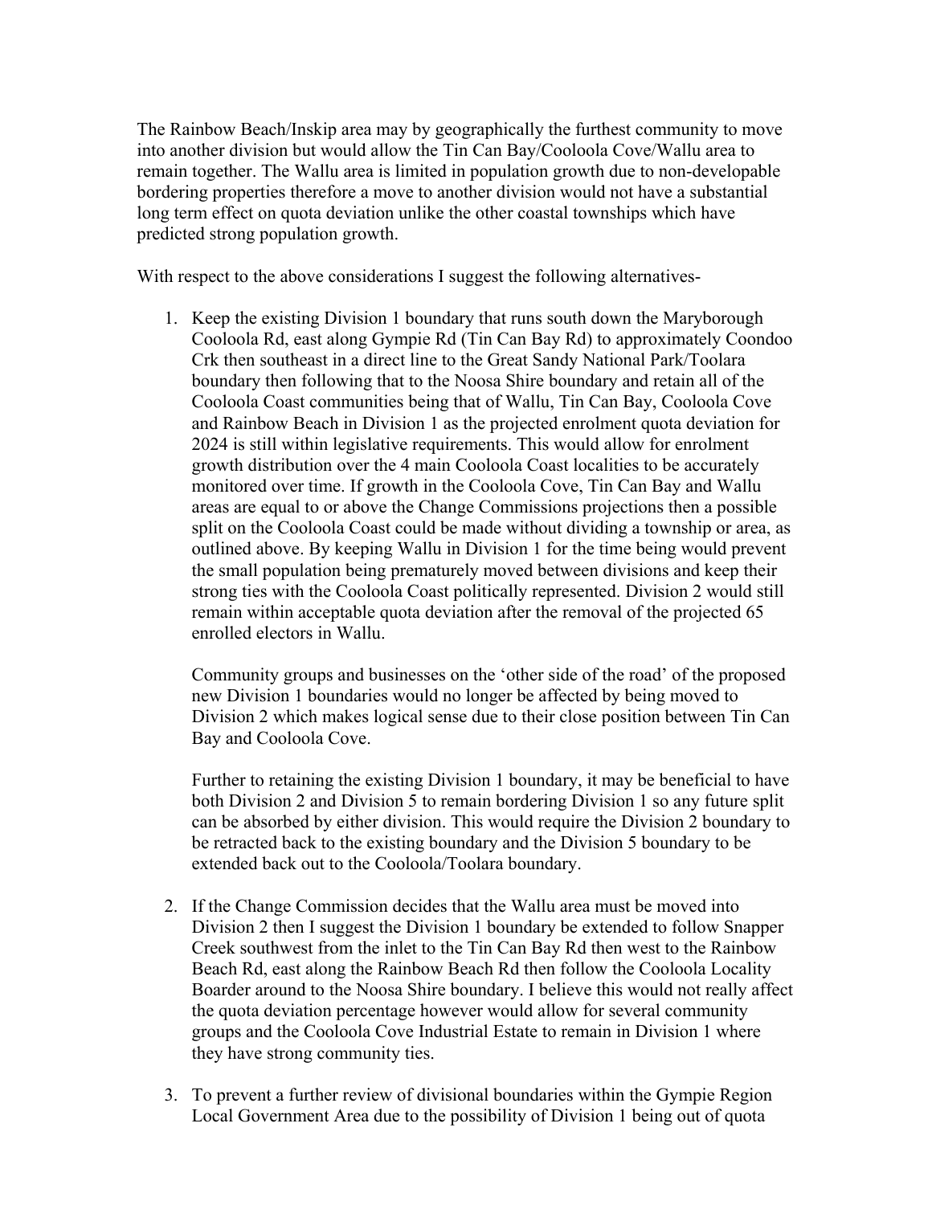The Rainbow Beach/Inskip area may by geographically the furthest community to move into another division but would allow the Tin Can Bay/Cooloola Cove/Wallu area to remain together. The Wallu area is limited in population growth due to non-developable bordering properties therefore a move to another division would not have a substantial long term effect on quota deviation unlike the other coastal townships which have predicted strong population growth.

With respect to the above considerations I suggest the following alternatives-

1. Keep the existing Division 1 boundary that runs south down the Maryborough Cooloola Rd, east along Gympie Rd (Tin Can Bay Rd) to approximately Coondoo Crk then southeast in a direct line to the Great Sandy National Park/Toolara boundary then following that to the Noosa Shire boundary and retain all of the Cooloola Coast communities being that of Wallu, Tin Can Bay, Cooloola Cove and Rainbow Beach in Division 1 as the projected enrolment quota deviation for 2024 is still within legislative requirements. This would allow for enrolment growth distribution over the 4 main Cooloola Coast localities to be accurately monitored over time. If growth in the Cooloola Cove, Tin Can Bay and Wallu areas are equal to or above the Change Commissions projections then a possible split on the Cooloola Coast could be made without dividing a township or area, as outlined above. By keeping Wallu in Division 1 for the time being would prevent the small population being prematurely moved between divisions and keep their strong ties with the Cooloola Coast politically represented. Division 2 would still remain within acceptable quota deviation after the removal of the projected 65 enrolled electors in Wallu.

   Community groups and businesses on the 'other side of the road' of the proposed new Division 1 boundaries would no longer be affected by being moved to Division 2 which makes logical sense due to their close position between Tin Can Bay and Cooloola Cove.

   Further to retaining the existing Division 1 boundary, it may be beneficial to have both Division 2 and Division 5 to remain bordering Division 1 so any future split can be absorbed by either division. This would require the Division 2 boundary to be retracted back to the existing boundary and the Division 5 boundary to be extended back out to the Cooloola/Toolara boundary.

2. If the Change Commission decides that the Wallu area must be moved into Division 2 then I suggest the Division 1 boundary be extended to follow Snapper Creek southwest from the inlet to the Tin Can Bay Rd then west to the Rainbow Beach Rd, east along the Rainbow Beach Rd then follow the Cooloola Locality Boarder around to the Noosa Shire boundary. I believe this would not really affect the quota deviation percentage however would allow for several community groups and the Cooloola Cove Industrial Estate to remain in Division 1 where they have strong community ties.

3. To prevent a further review of divisional boundaries within the Gympie Region Local Government Area due to the possibility of Division 1 being out of quota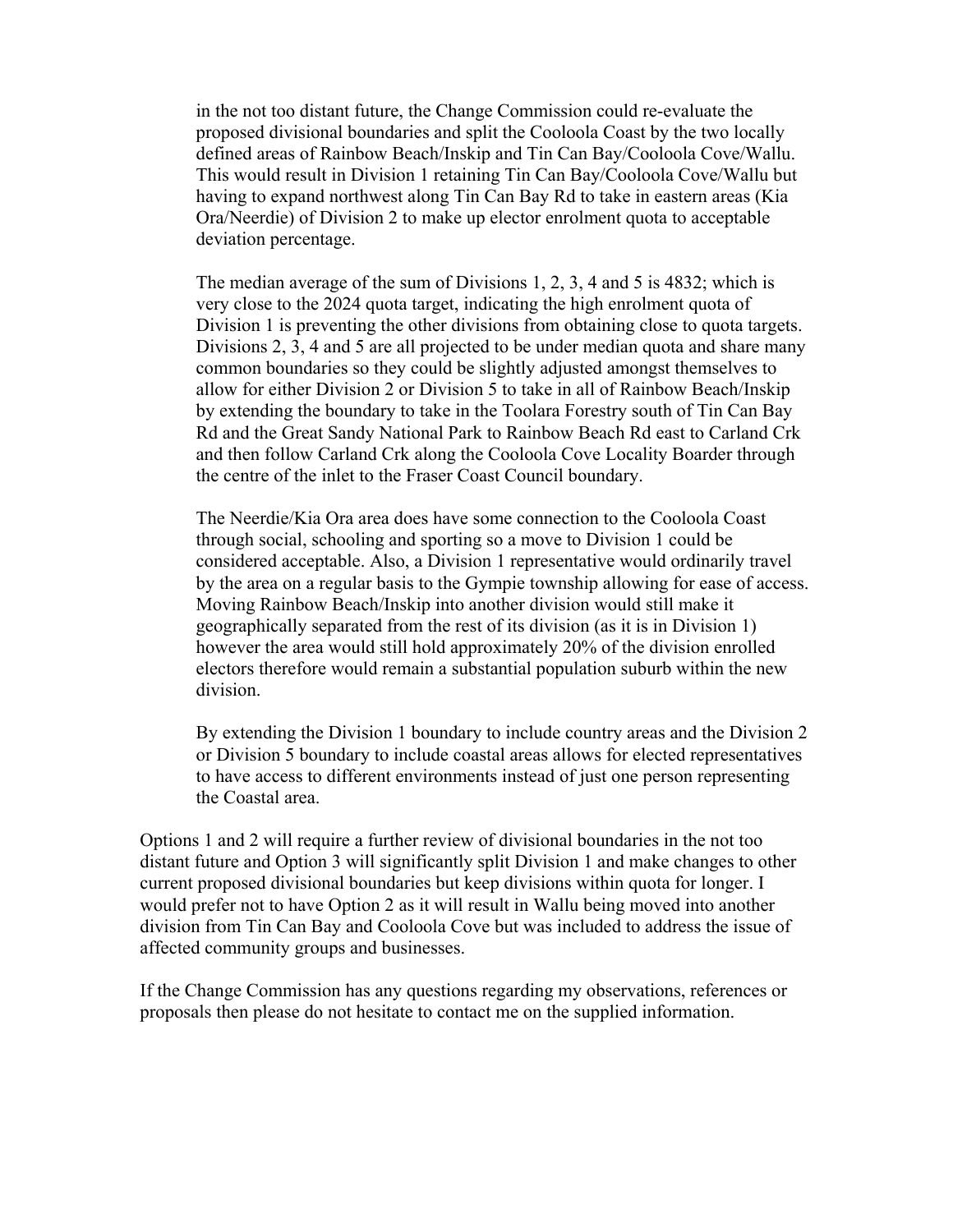in the not too distant future, the Change Commission could re-evaluate the proposed divisional boundaries and split the Cooloola Coast by the two locally defined areas of Rainbow Beach/Inskip and Tin Can Bay/Cooloola Cove/Wallu. This would result in Division 1 retaining Tin Can Bay/Cooloola Cove/Wallu but having to expand northwest along Tin Can Bay Rd to take in eastern areas (Kia Ora/Neerdie) of Division 2 to make up elector enrolment quota to acceptable deviation percentage.

The median average of the sum of Divisions 1, 2, 3, 4 and 5 is 4832; which is very close to the 2024 quota target, indicating the high enrolment quota of Division 1 is preventing the other divisions from obtaining close to quota targets. Divisions 2, 3, 4 and 5 are all projected to be under median quota and share many common boundaries so they could be slightly adjusted amongst themselves to allow for either Division 2 or Division 5 to take in all of Rainbow Beach/Inskip by extending the boundary to take in the Toolara Forestry south of Tin Can Bay Rd and the Great Sandy National Park to Rainbow Beach Rd east to Carland Crk and then follow Carland Crk along the Cooloola Cove Locality Boarder through the centre of the inlet to the Fraser Coast Council boundary.

The Neerdie/Kia Ora area does have some connection to the Cooloola Coast through social, schooling and sporting so a move to Division 1 could be considered acceptable. Also, a Division 1 representative would ordinarily travel by the area on a regular basis to the Gympie township allowing for ease of access. Moving Rainbow Beach/Inskip into another division would still make it geographically separated from the rest of its division (as it is in Division 1) however the area would still hold approximately 20% of the division enrolled electors therefore would remain a substantial population suburb within the new division.

By extending the Division 1 boundary to include country areas and the Division 2 or Division 5 boundary to include coastal areas allows for elected representatives to have access to different environments instead of just one person representing the Coastal area.

Options 1 and 2 will require a further review of divisional boundaries in the not too distant future and Option 3 will significantly split Division 1 and make changes to other current proposed divisional boundaries but keep divisions within quota for longer. I would prefer not to have Option 2 as it will result in Wallu being moved into another division from Tin Can Bay and Cooloola Cove but was included to address the issue of affected community groups and businesses.

If the Change Commission has any questions regarding my observations, references or proposals then please do not hesitate to contact me on the supplied information.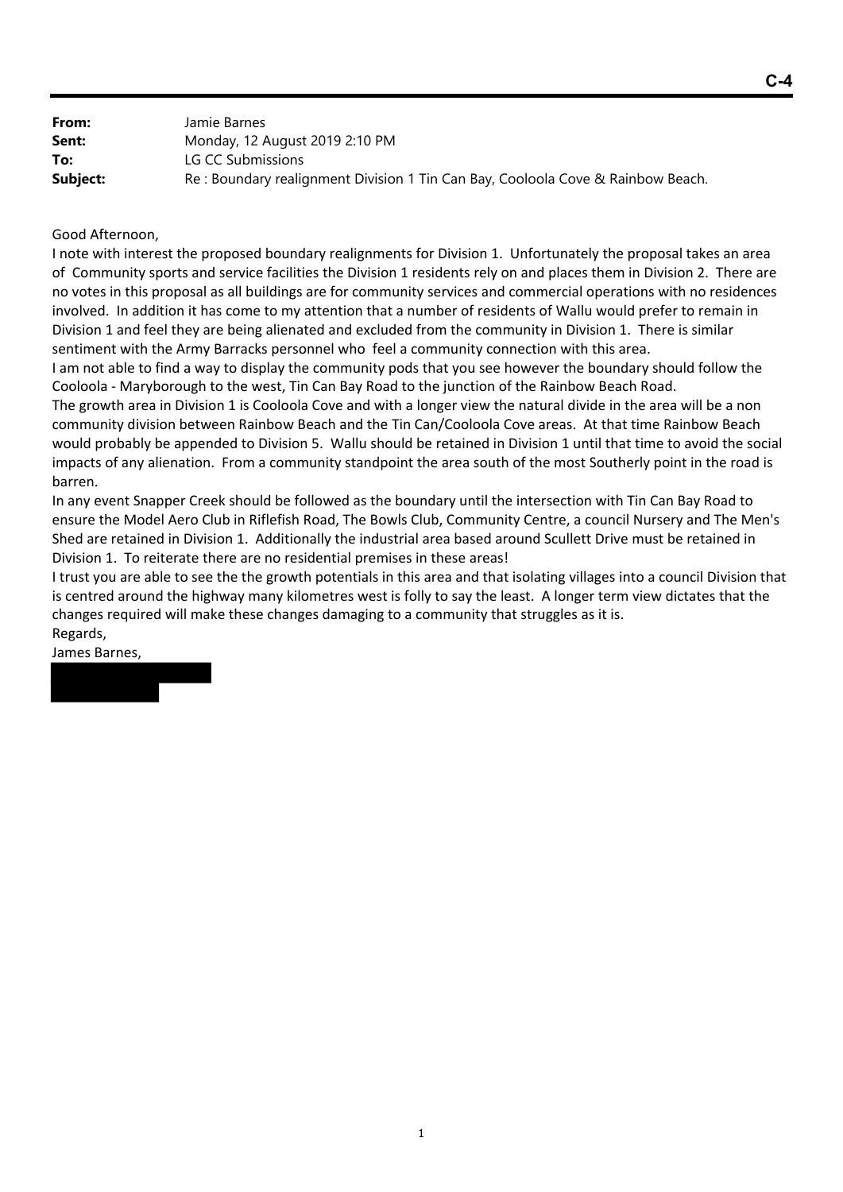**C-4**

| | |
|---|---|
| **From:** | Jamie Barnes |
| **Sent:** | Monday, 12 August 2019 2:10 PM |
| **To:** | LG CC Submissions |
| **Subject:** | Re : Boundary realignment Division 1 Tin Can Bay, Cooloola Cove & Rainbow Beach. |

Good Afternoon,

I note with interest the proposed boundary realignments for Division 1. Unfortunately the proposal takes an area of Community sports and service facilities the Division 1 residents rely on and places them in Division 2. There are no votes in this proposal as all buildings are for community services and commercial operations with no residences involved. In addition it has come to my attention that a number of residents of Wallu would prefer to remain in Division 1 and feel they are being alienated and excluded from the community in Division 1. There is similar sentiment with the Army Barracks personnel who feel a community connection with this area.

I am not able to find a way to display the community pods that you see however the boundary should follow the Cooloola - Maryborough to the west, Tin Can Bay Road to the junction of the Rainbow Beach Road.

The growth area in Division 1 is Cooloola Cove and with a longer view the natural divide in the area will be a non community division between Rainbow Beach and the Tin Can/Cooloola Cove areas. At that time Rainbow Beach would probably be appended to Division 5. Wallu should be retained in Division 1 until that time to avoid the social impacts of any alienation. From a community standpoint the area south of the most Southerly point in the road is barren.

In any event Snapper Creek should be followed as the boundary until the intersection with Tin Can Bay Road to ensure the Model Aero Club in Riflefish Road, The Bowls Club, Community Centre, a council Nursery and The Men's Shed are retained in Division 1. Additionally the industrial area based around Scullett Drive must be retained in Division 1. To reiterate there are no residential premises in these areas!

I trust you are able to see the the growth potentials in this area and that isolating villages into a council Division that is centred around the highway many kilometres west is folly to say the least. A longer term view dictates that the changes required will make these changes damaging to a community that struggles as it is.

Regards,

James Barnes,